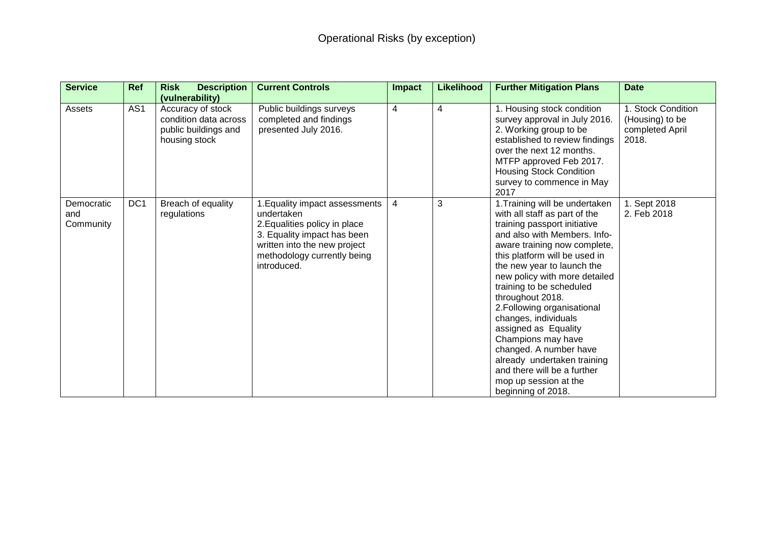# Operational Risks (by exception)

| Service | Ref | Risk Description (vulnerability) | Current Controls | Impact | Likelihood | Further Mitigation Plans | Date |
|---|---|---|---|---|---|---|---|
| Assets | AS1 | Accuracy of stock condition data across public buildings and housing stock | Public buildings surveys completed and findings presented July 2016. | 4 | 4 | 1. Housing stock condition survey approval in July 2016.<br>2. Working group to be established to review findings over the next 12 months. MTFP approved Feb 2017. Housing Stock Condition survey to commence in May 2017 | 1. Stock Condition (Housing) to be completed April 2018. |
| Democratic and Community | DC1 | Breach of equality regulations | 1.Equality impact assessments undertaken<br>2.Equalities policy in place<br>3. Equality impact has been written into the new project methodology currently being introduced. | 4 | 3 | 1.Training will be undertaken with all staff as part of the training passport initiative and also with Members. Info-aware training now complete, this platform will be used in the new year to launch the new policy with more detailed training to be scheduled throughout 2018.<br>2.Following organisational changes, individuals assigned as Equality Champions may have changed. A number have already undertaken training and there will be a further mop up session at the beginning of 2018. | 1. Sept 2018<br>2. Feb 2018 |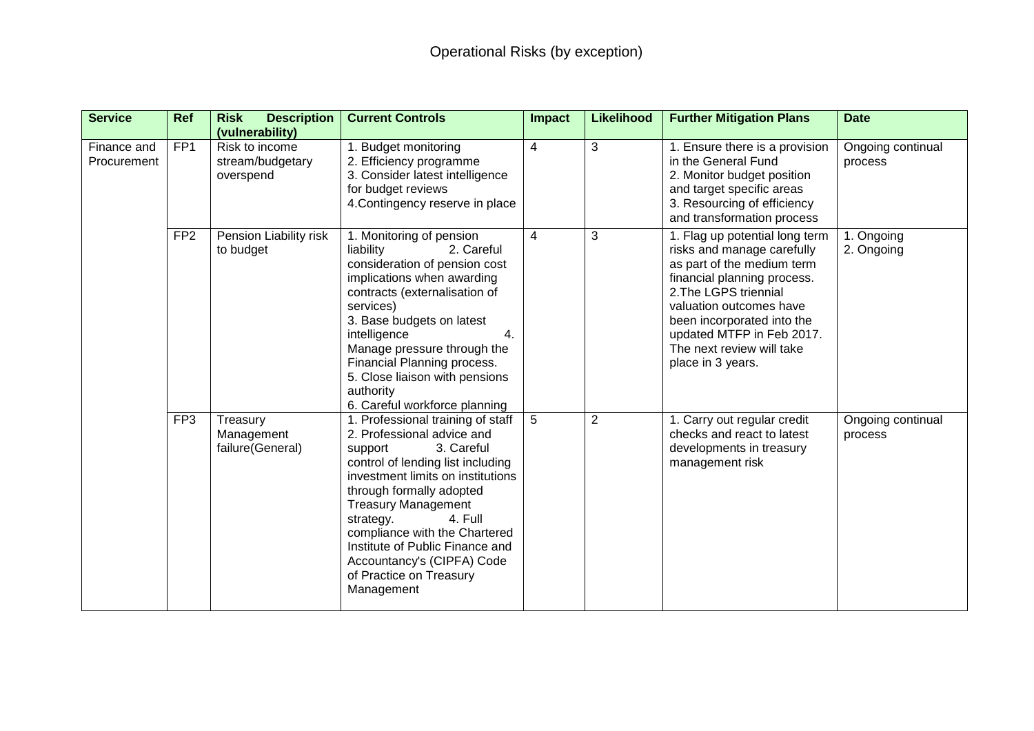# Operational Risks (by exception)

| Service | Ref | Risk Description (vulnerability) | Current Controls | Impact | Likelihood | Further Mitigation Plans | Date |
|---|---|---|---|---|---|---|---|
| Finance and Procurement | FP1 | Risk to income stream/budgetary overspend | 1. Budget monitoring<br>2. Efficiency programme<br>3. Consider latest intelligence for budget reviews<br>4.Contingency reserve in place | 4 | 3 | 1. Ensure there is a provision in the General Fund<br>2. Monitor budget position and target specific areas<br>3. Resourcing of efficiency and transformation process | Ongoing continual process |
| | FP2 | Pension Liability risk to budget | 1. Monitoring of pension liability 2. Careful consideration of pension cost implications when awarding contracts (externalisation of services)<br>3. Base budgets on latest intelligence 4. Manage pressure through the Financial Planning process.<br>5. Close liaison with pensions authority<br>6. Careful workforce planning | 4 | 3 | 1. Flag up potential long term risks and manage carefully as part of the medium term financial planning process.<br>2.The LGPS triennial valuation outcomes have been incorporated into the updated MTFP in Feb 2017. The next review will take place in 3 years. | 1. Ongoing<br>2. Ongoing |
| | FP3 | Treasury Management failure(General) | 1. Professional training of staff<br>2. Professional advice and support 3. Careful control of lending list including investment limits on institutions through formally adopted Treasury Management strategy. 4. Full compliance with the Chartered Institute of Public Finance and Accountancy's (CIPFA) Code of Practice on Treasury Management | 5 | 2 | 1. Carry out regular credit checks and react to latest developments in treasury management risk | Ongoing continual process |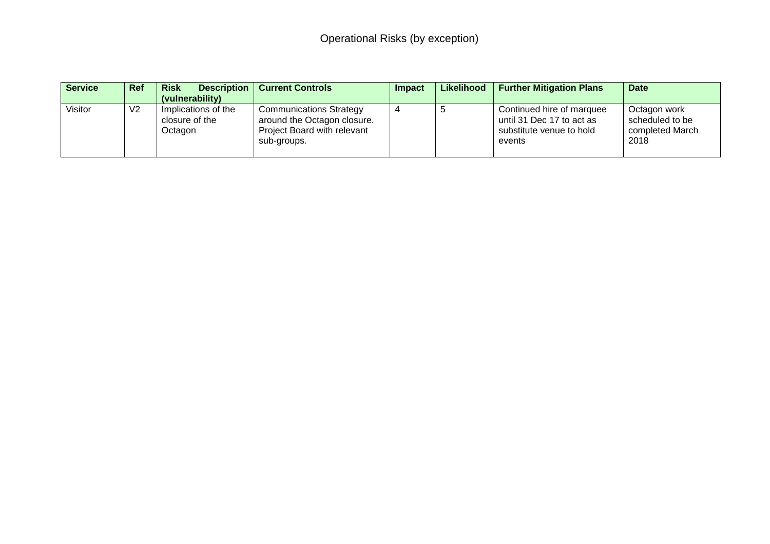# Operational Risks (by exception)

| **Service** | **Ref** | **Risk Description (vulnerability)** | **Current Controls** | **Impact** | **Likelihood** | **Further Mitigation Plans** | **Date** |
|---|---|---|---|---|---|---|---|
| Visitor | V2 | Implications of the closure of the Octagon | Communications Strategy around the Octagon closure. Project Board with relevant sub-groups. | 4 | 5 | Continued hire of marquee until 31 Dec 17 to act as substitute venue to hold events | Octagon work scheduled to be completed March 2018 |